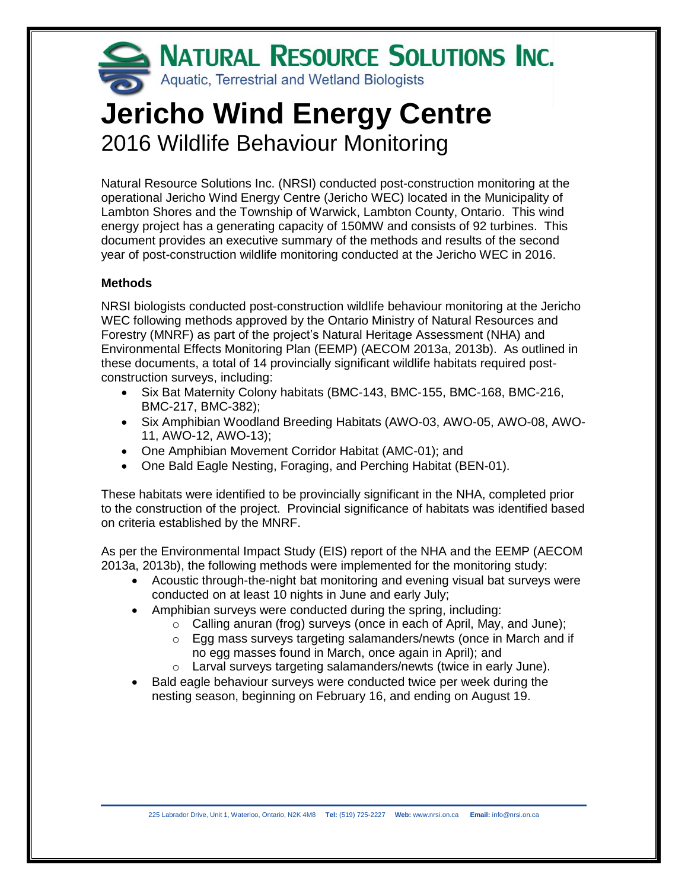**Natural Resource Solutions Inc.**
Aquatic, Terrestrial and Wetland Biologists

# Jericho Wind Energy Centre

## 2016 Wildlife Behaviour Monitoring

Natural Resource Solutions Inc. (NRSI) conducted post-construction monitoring at the operational Jericho Wind Energy Centre (Jericho WEC) located in the Municipality of Lambton Shores and the Township of Warwick, Lambton County, Ontario. This wind energy project has a generating capacity of 150MW and consists of 92 turbines. This document provides an executive summary of the methods and results of the second year of post-construction wildlife monitoring conducted at the Jericho WEC in 2016.

### Methods

NRSI biologists conducted post-construction wildlife behaviour monitoring at the Jericho WEC following methods approved by the Ontario Ministry of Natural Resources and Forestry (MNRF) as part of the project's Natural Heritage Assessment (NHA) and Environmental Effects Monitoring Plan (EEMP) (AECOM 2013a, 2013b). As outlined in these documents, a total of 14 provincially significant wildlife habitats required post-construction surveys, including:

- Six Bat Maternity Colony habitats (BMC-143, BMC-155, BMC-168, BMC-216, BMC-217, BMC-382);
- Six Amphibian Woodland Breeding Habitats (AWO-03, AWO-05, AWO-08, AWO-11, AWO-12, AWO-13);
- One Amphibian Movement Corridor Habitat (AMC-01); and
- One Bald Eagle Nesting, Foraging, and Perching Habitat (BEN-01).

These habitats were identified to be provincially significant in the NHA, completed prior to the construction of the project. Provincial significance of habitats was identified based on criteria established by the MNRF.

As per the Environmental Impact Study (EIS) report of the NHA and the EEMP (AECOM 2013a, 2013b), the following methods were implemented for the monitoring study:

- Acoustic through-the-night bat monitoring and evening visual bat surveys were conducted on at least 10 nights in June and early July;
- Amphibian surveys were conducted during the spring, including:
  - Calling anuran (frog) surveys (once in each of April, May, and June);
  - Egg mass surveys targeting salamanders/newts (once in March and if no egg masses found in March, once again in April); and
  - Larval surveys targeting salamanders/newts (twice in early June).
- Bald eagle behaviour surveys were conducted twice per week during the nesting season, beginning on February 16, and ending on August 19.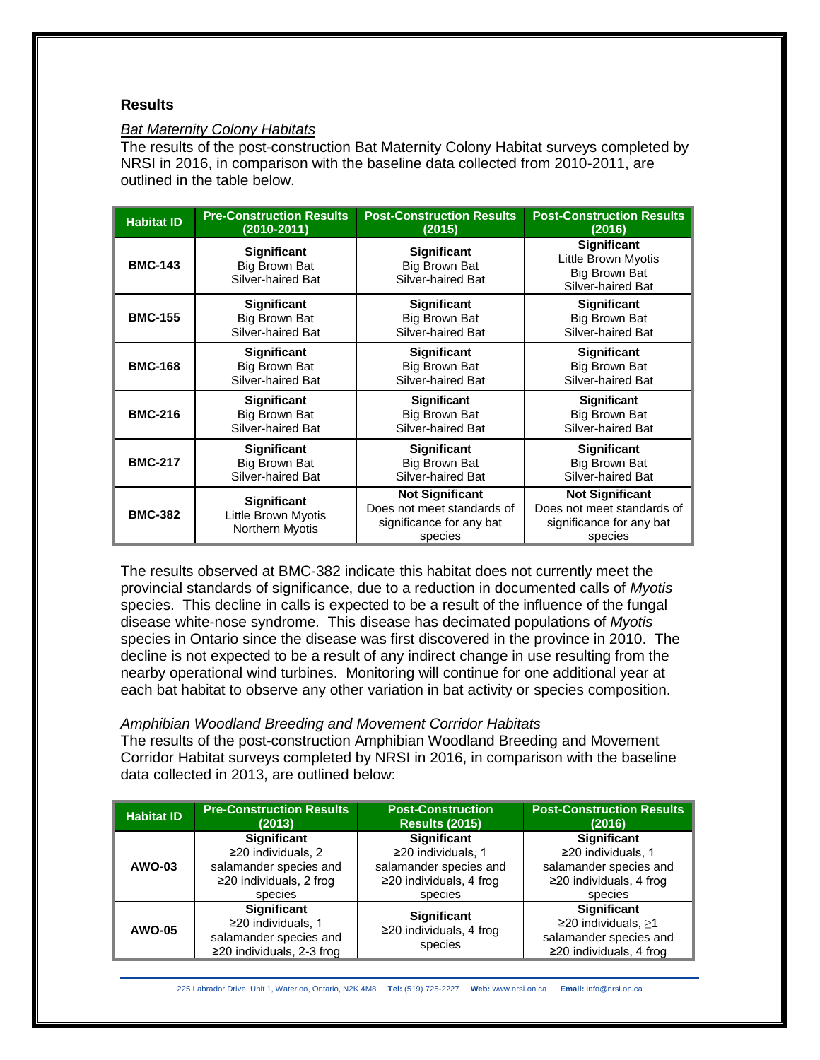## Results

*Bat Maternity Colony Habitats*

The results of the post-construction Bat Maternity Colony Habitat surveys completed by NRSI in 2016, in comparison with the baseline data collected from 2010-2011, are outlined in the table below.

| Habitat ID | Pre-Construction Results (2010-2011) | Post-Construction Results (2015) | Post-Construction Results (2016) |
|---|---|---|---|
| **BMC-143** | **Significant** Big Brown Bat Silver-haired Bat | **Significant** Big Brown Bat Silver-haired Bat | **Significant** Little Brown Myotis Big Brown Bat Silver-haired Bat |
| **BMC-155** | **Significant** Big Brown Bat Silver-haired Bat | **Significant** Big Brown Bat Silver-haired Bat | **Significant** Big Brown Bat Silver-haired Bat |
| **BMC-168** | **Significant** Big Brown Bat Silver-haired Bat | **Significant** Big Brown Bat Silver-haired Bat | **Significant** Big Brown Bat Silver-haired Bat |
| **BMC-216** | **Significant** Big Brown Bat Silver-haired Bat | **Significant** Big Brown Bat Silver-haired Bat | **Significant** Big Brown Bat Silver-haired Bat |
| **BMC-217** | **Significant** Big Brown Bat Silver-haired Bat | **Significant** Big Brown Bat Silver-haired Bat | **Significant** Big Brown Bat Silver-haired Bat |
| **BMC-382** | **Significant** Little Brown Myotis Northern Myotis | **Not Significant** Does not meet standards of significance for any bat species | **Not Significant** Does not meet standards of significance for any bat species |

The results observed at BMC-382 indicate this habitat does not currently meet the provincial standards of significance, due to a reduction in documented calls of *Myotis* species. This decline in calls is expected to be a result of the influence of the fungal disease white-nose syndrome. This disease has decimated populations of *Myotis* species in Ontario since the disease was first discovered in the province in 2010. The decline is not expected to be a result of any indirect change in use resulting from the nearby operational wind turbines. Monitoring will continue for one additional year at each bat habitat to observe any other variation in bat activity or species composition.

*Amphibian Woodland Breeding and Movement Corridor Habitats*

The results of the post-construction Amphibian Woodland Breeding and Movement Corridor Habitat surveys completed by NRSI in 2016, in comparison with the baseline data collected in 2013, are outlined below:

| Habitat ID | Pre-Construction Results (2013) | Post-Construction Results (2015) | Post-Construction Results (2016) |
|---|---|---|---|
| **AWO-03** | **Significant** ≥20 individuals, 2 salamander species and ≥20 individuals, 2 frog species | **Significant** ≥20 individuals, 1 salamander species and ≥20 individuals, 4 frog species | **Significant** ≥20 individuals, 1 salamander species and ≥20 individuals, 4 frog species |
| **AWO-05** | **Significant** ≥20 individuals, 1 salamander species and ≥20 individuals, 2-3 frog | **Significant** ≥20 individuals, 4 frog species | **Significant** ≥20 individuals, ≥1 salamander species and ≥20 individuals, 4 frog |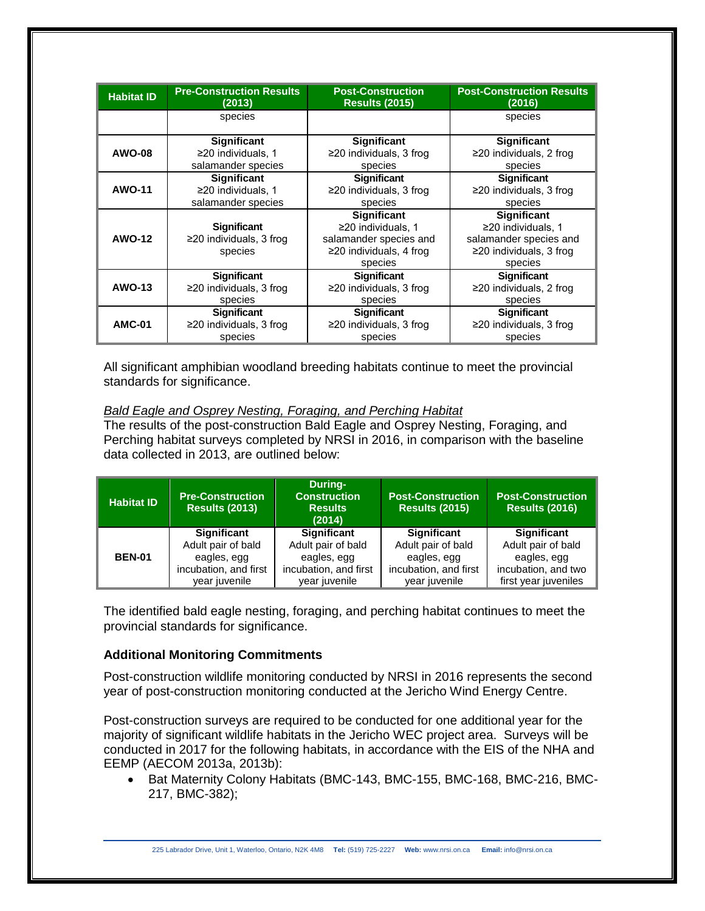| Habitat ID | Pre-Construction Results (2013) | Post-Construction Results (2015) | Post-Construction Results (2016) |
|---|---|---|---|
| | species | | species |
| **AWO-08** | **Significant** ≥20 individuals, 1 salamander species | **Significant** ≥20 individuals, 3 frog species | **Significant** ≥20 individuals, 2 frog species |
| **AWO-11** | **Significant** ≥20 individuals, 1 salamander species | **Significant** ≥20 individuals, 3 frog species | **Significant** ≥20 individuals, 3 frog species |
| **AWO-12** | **Significant** ≥20 individuals, 3 frog species | **Significant** ≥20 individuals, 1 salamander species and ≥20 individuals, 4 frog species | **Significant** ≥20 individuals, 1 salamander species and ≥20 individuals, 3 frog species |
| **AWO-13** | **Significant** ≥20 individuals, 3 frog species | **Significant** ≥20 individuals, 3 frog species | **Significant** ≥20 individuals, 2 frog species |
| **AMC-01** | **Significant** ≥20 individuals, 3 frog species | **Significant** ≥20 individuals, 3 frog species | **Significant** ≥20 individuals, 3 frog species |

All significant amphibian woodland breeding habitats continue to meet the provincial standards for significance.

*Bald Eagle and Osprey Nesting, Foraging, and Perching Habitat*

The results of the post-construction Bald Eagle and Osprey Nesting, Foraging, and Perching habitat surveys completed by NRSI in 2016, in comparison with the baseline data collected in 2013, are outlined below:

| Habitat ID | Pre-Construction Results (2013) | During-Construction Results (2014) | Post-Construction Results (2015) | Post-Construction Results (2016) |
|---|---|---|---|---|
| **BEN-01** | **Significant** Adult pair of bald eagles, egg incubation, and first year juvenile | **Significant** Adult pair of bald eagles, egg incubation, and first year juvenile | **Significant** Adult pair of bald eagles, egg incubation, and first year juvenile | **Significant** Adult pair of bald eagles, egg incubation, and two first year juveniles |

The identified bald eagle nesting, foraging, and perching habitat continues to meet the provincial standards for significance.

### Additional Monitoring Commitments

Post-construction wildlife monitoring conducted by NRSI in 2016 represents the second year of post-construction monitoring conducted at the Jericho Wind Energy Centre.

Post-construction surveys are required to be conducted for one additional year for the majority of significant wildlife habitats in the Jericho WEC project area. Surveys will be conducted in 2017 for the following habitats, in accordance with the EIS of the NHA and EEMP (AECOM 2013a, 2013b):

- Bat Maternity Colony Habitats (BMC-143, BMC-155, BMC-168, BMC-216, BMC-217, BMC-382);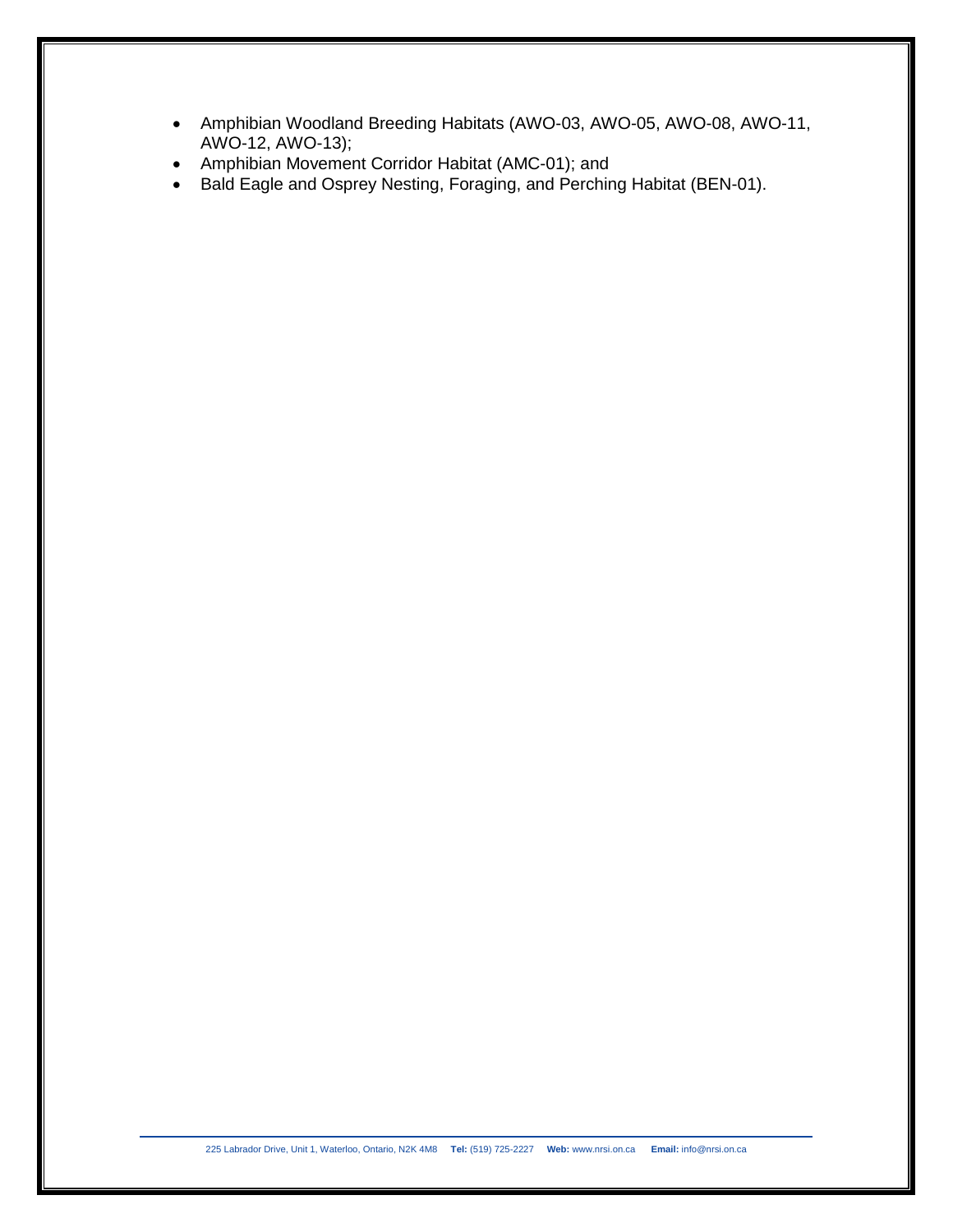- Amphibian Woodland Breeding Habitats (AWO-03, AWO-05, AWO-08, AWO-11, AWO-12, AWO-13);
- Amphibian Movement Corridor Habitat (AMC-01); and
- Bald Eagle and Osprey Nesting, Foraging, and Perching Habitat (BEN-01).